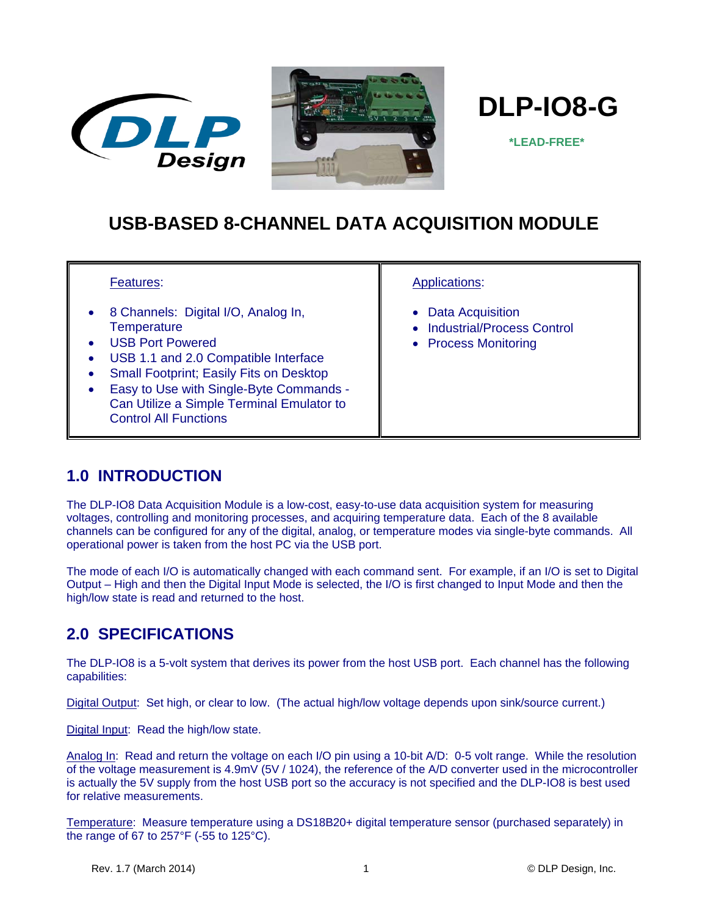# DLP-IO8-G

**\*LEAD-FREE\***

## USB-BASED 8-CHANNEL DATA ACQUISITION MODULE

| Features: | Applications: |
|---|---|
| • 8 Channels: Digital I/O, Analog In, Temperature<br>• USB Port Powered<br>• USB 1.1 and 2.0 Compatible Interface<br>• Small Footprint; Easily Fits on Desktop<br>• Easy to Use with Single-Byte Commands - Can Utilize a Simple Terminal Emulator to Control All Functions | • Data Acquisition<br>• Industrial/Process Control<br>• Process Monitoring |

## 1.0 INTRODUCTION

The DLP-IO8 Data Acquisition Module is a low-cost, easy-to-use data acquisition system for measuring voltages, controlling and monitoring processes, and acquiring temperature data. Each of the 8 available channels can be configured for any of the digital, analog, or temperature modes via single-byte commands. All operational power is taken from the host PC via the USB port.

The mode of each I/O is automatically changed with each command sent. For example, if an I/O is set to Digital Output – High and then the Digital Input Mode is selected, the I/O is first changed to Input Mode and then the high/low state is read and returned to the host.

## 2.0 SPECIFICATIONS

The DLP-IO8 is a 5-volt system that derives its power from the host USB port. Each channel has the following capabilities:

Digital Output: Set high, or clear to low. (The actual high/low voltage depends upon sink/source current.)

Digital Input: Read the high/low state.

Analog In: Read and return the voltage on each I/O pin using a 10-bit A/D: 0-5 volt range. While the resolution of the voltage measurement is 4.9mV (5V / 1024), the reference of the A/D converter used in the microcontroller is actually the 5V supply from the host USB port so the accuracy is not specified and the DLP-IO8 is best used for relative measurements.

Temperature: Measure temperature using a DS18B20+ digital temperature sensor (purchased separately) in the range of 67 to 257°F (-55 to 125°C).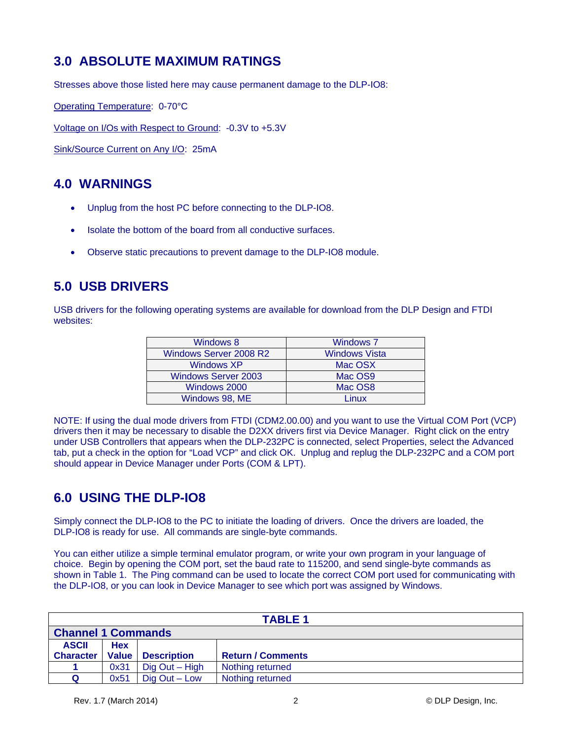## 3.0 ABSOLUTE MAXIMUM RATINGS

Stresses above those listed here may cause permanent damage to the DLP-IO8:

Operating Temperature: 0-70°C

Voltage on I/Os with Respect to Ground: -0.3V to +5.3V

Sink/Source Current on Any I/O: 25mA

## 4.0 WARNINGS

- Unplug from the host PC before connecting to the DLP-IO8.
- Isolate the bottom of the board from all conductive surfaces.
- Observe static precautions to prevent damage to the DLP-IO8 module.

## 5.0 USB DRIVERS

USB drivers for the following operating systems are available for download from the DLP Design and FTDI websites:

| | |
|---|---|
| Windows 8 | Windows 7 |
| Windows Server 2008 R2 | Windows Vista |
| Windows XP | Mac OSX |
| Windows Server 2003 | Mac OS9 |
| Windows 2000 | Mac OS8 |
| Windows 98, ME | Linux |

NOTE: If using the dual mode drivers from FTDI (CDM2.00.00) and you want to use the Virtual COM Port (VCP) drivers then it may be necessary to disable the D2XX drivers first via Device Manager. Right click on the entry under USB Controllers that appears when the DLP-232PC is connected, select Properties, select the Advanced tab, put a check in the option for "Load VCP" and click OK. Unplug and replug the DLP-232PC and a COM port should appear in Device Manager under Ports (COM & LPT).

## 6.0 USING THE DLP-IO8

Simply connect the DLP-IO8 to the PC to initiate the loading of drivers. Once the drivers are loaded, the DLP-IO8 is ready for use. All commands are single-byte commands.

You can either utilize a simple terminal emulator program, or write your own program in your language of choice. Begin by opening the COM port, set the baud rate to 115200, and send single-byte commands as shown in Table 1. The Ping command can be used to locate the correct COM port used for communicating with the DLP-IO8, or you can look in Device Manager to see which port was assigned by Windows.

**TABLE 1**

**Channel 1 Commands**

| ASCII Character | Hex Value | Description | Return / Comments |
|---|---|---|---|
| **1** | 0x31 | Dig Out – High | Nothing returned |
| **Q** | 0x51 | Dig Out – Low | Nothing returned |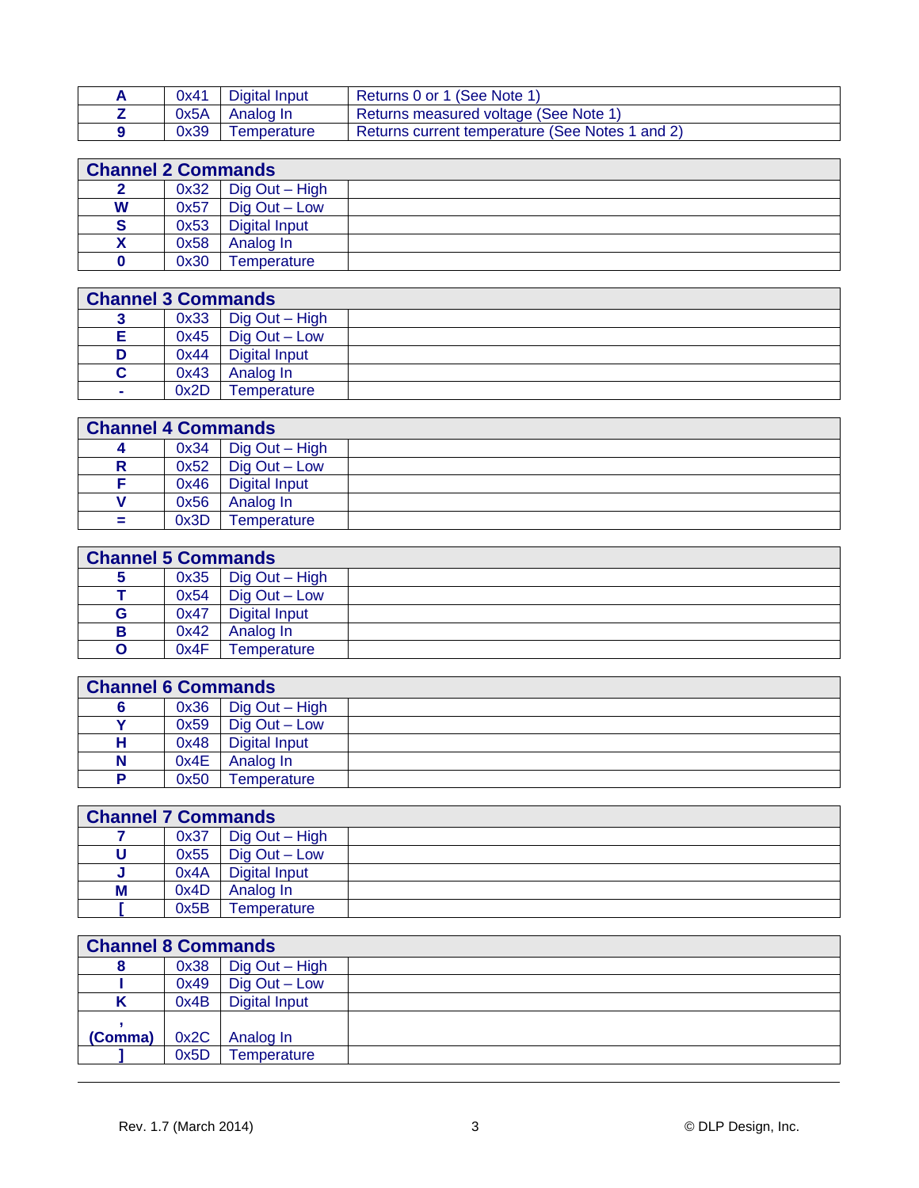| A | 0x41 | Digital Input | Returns 0 or 1 (See Note 1) |
|---|---|---|---|
| Z | 0x5A | Analog In | Returns measured voltage (See Note 1) |
| 9 | 0x39 | Temperature | Returns current temperature (See Notes 1 and 2) |

| Channel 2 Commands | | | |
|---|---|---|---|
| 2 | 0x32 | Dig Out – High | |
| W | 0x57 | Dig Out – Low | |
| S | 0x53 | Digital Input | |
| X | 0x58 | Analog In | |
| 0 | 0x30 | Temperature | |

| Channel 3 Commands | | | |
|---|---|---|---|
| 3 | 0x33 | Dig Out – High | |
| E | 0x45 | Dig Out – Low | |
| D | 0x44 | Digital Input | |
| C | 0x43 | Analog In | |
| - | 0x2D | Temperature | |

| Channel 4 Commands | | | |
|---|---|---|---|
| 4 | 0x34 | Dig Out – High | |
| R | 0x52 | Dig Out – Low | |
| F | 0x46 | Digital Input | |
| V | 0x56 | Analog In | |
| = | 0x3D | Temperature | |

| Channel 5 Commands | | | |
|---|---|---|---|
| 5 | 0x35 | Dig Out – High | |
| T | 0x54 | Dig Out – Low | |
| G | 0x47 | Digital Input | |
| B | 0x42 | Analog In | |
| O | 0x4F | Temperature | |

| Channel 6 Commands | | | |
|---|---|---|---|
| 6 | 0x36 | Dig Out – High | |
| Y | 0x59 | Dig Out – Low | |
| H | 0x48 | Digital Input | |
| N | 0x4E | Analog In | |
| P | 0x50 | Temperature | |

| Channel 7 Commands | | | |
|---|---|---|---|
| 7 | 0x37 | Dig Out – High | |
| U | 0x55 | Dig Out – Low | |
| J | 0x4A | Digital Input | |
| M | 0x4D | Analog In | |
| [ | 0x5B | Temperature | |

| Channel 8 Commands | | | |
|---|---|---|---|
| 8 | 0x38 | Dig Out – High | |
| I | 0x49 | Dig Out – Low | |
| K | 0x4B | Digital Input | |
| , (Comma) | 0x2C | Analog In | |
| ] | 0x5D | Temperature | |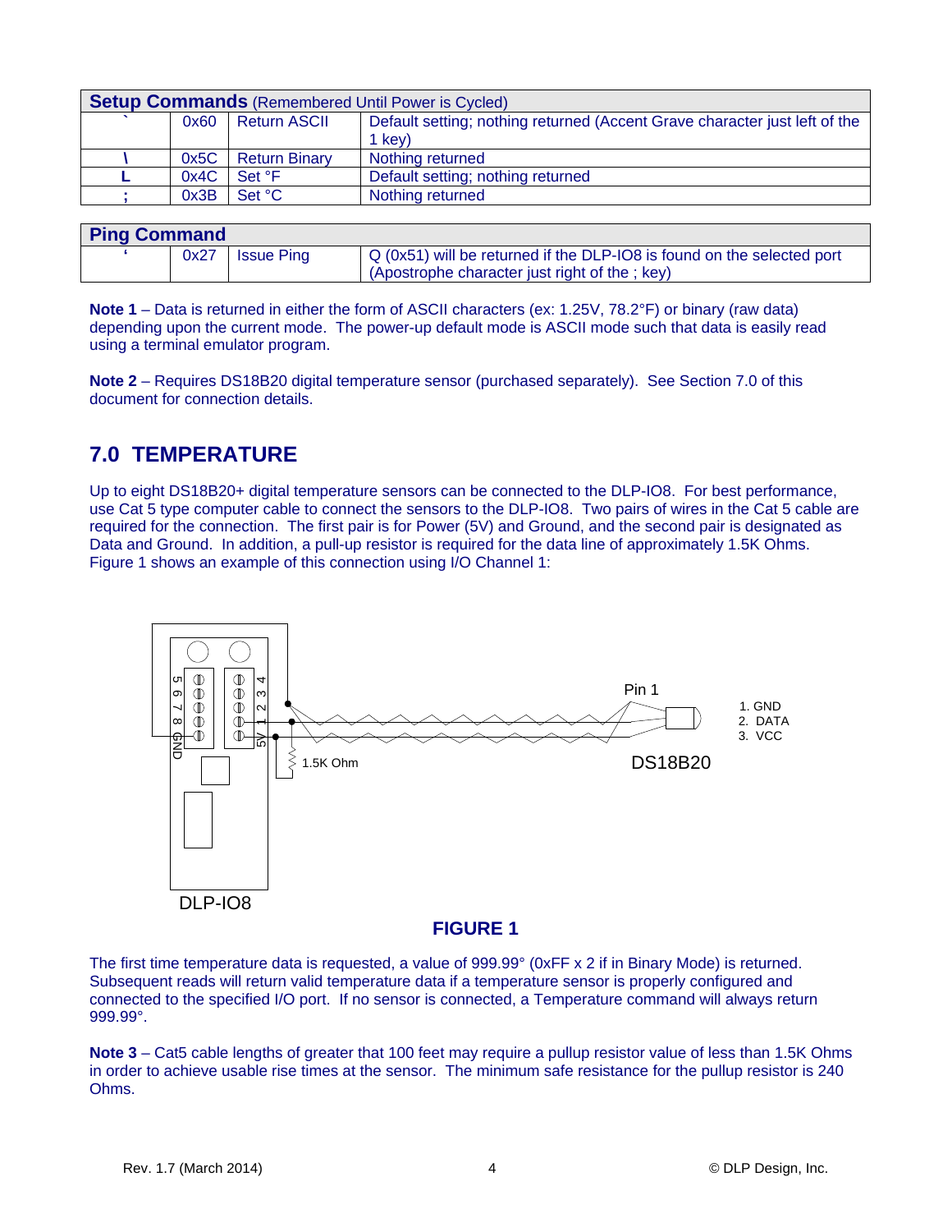| **Setup Commands** (Remembered Until Power is Cycled) | | | |
|---|---|---|---|
| ` | 0x60 | Return ASCII | Default setting; nothing returned (Accent Grave character just left of the 1 key) |
| \ | 0x5C | Return Binary | Nothing returned |
| L | 0x4C | Set °F | Default setting; nothing returned |
| ; | 0x3B | Set °C | Nothing returned |

| **Ping Command** | | | |
|---|---|---|---|
| ' | 0x27 | Issue Ping | Q (0x51) will be returned if the DLP-IO8 is found on the selected port (Apostrophe character just right of the ; key) |

**Note 1** – Data is returned in either the form of ASCII characters (ex: 1.25V, 78.2°F) or binary (raw data) depending upon the current mode. The power-up default mode is ASCII mode such that data is easily read using a terminal emulator program.

**Note 2** – Requires DS18B20 digital temperature sensor (purchased separately). See Section 7.0 of this document for connection details.

## 7.0 TEMPERATURE

Up to eight DS18B20+ digital temperature sensors can be connected to the DLP-IO8. For best performance, use Cat 5 type computer cable to connect the sensors to the DLP-IO8. Two pairs of wires in the Cat 5 cable are required for the connection. The first pair is for Power (5V) and Ground, and the second pair is designated as Data and Ground. In addition, a pull-up resistor is required for the data line of approximately 1.5K Ohms. Figure 1 shows an example of this connection using I/O Channel 1:

**FIGURE 1**

The first time temperature data is requested, a value of 999.99° (0xFF x 2 if in Binary Mode) is returned. Subsequent reads will return valid temperature data if a temperature sensor is properly configured and connected to the specified I/O port. If no sensor is connected, a Temperature command will always return 999.99°.

**Note 3** – Cat5 cable lengths of greater that 100 feet may require a pullup resistor value of less than 1.5K Ohms in order to achieve usable rise times at the sensor. The minimum safe resistance for the pullup resistor is 240 Ohms.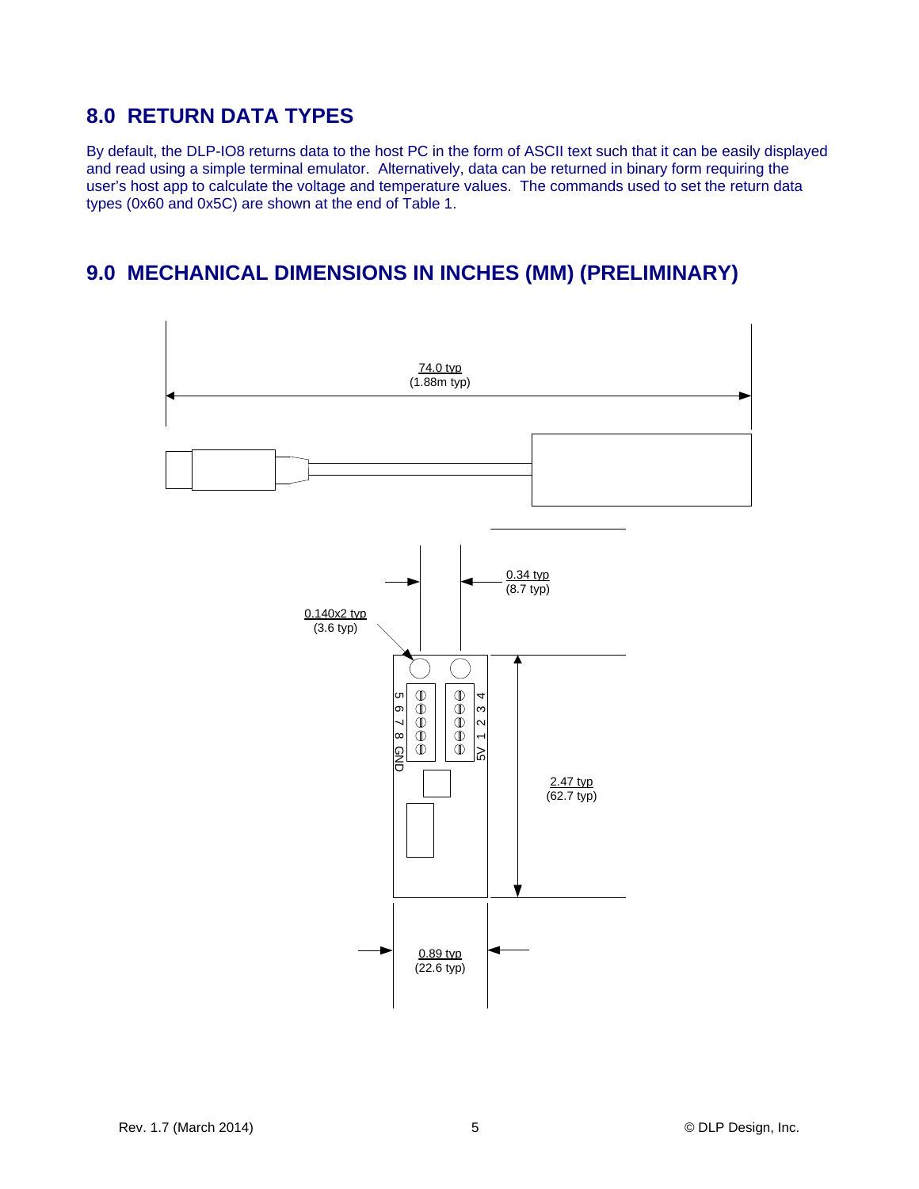## 8.0 RETURN DATA TYPES

By default, the DLP-IO8 returns data to the host PC in the form of ASCII text such that it can be easily displayed and read using a simple terminal emulator. Alternatively, data can be returned in binary form requiring the user's host app to calculate the voltage and temperature values. The commands used to set the return data types (0x60 and 0x5C) are shown at the end of Table 1.

## 9.0 MECHANICAL DIMENSIONS IN INCHES (MM) (PRELIMINARY)

74.0 typ
(1.88m typ)

0.34 typ
(8.7 typ)

0.140x2 typ
(3.6 typ)

5 6 7 8 GND

4 3 2 1 5V

2.47 typ
(62.7 typ)

0.89 typ
(22.6 typ)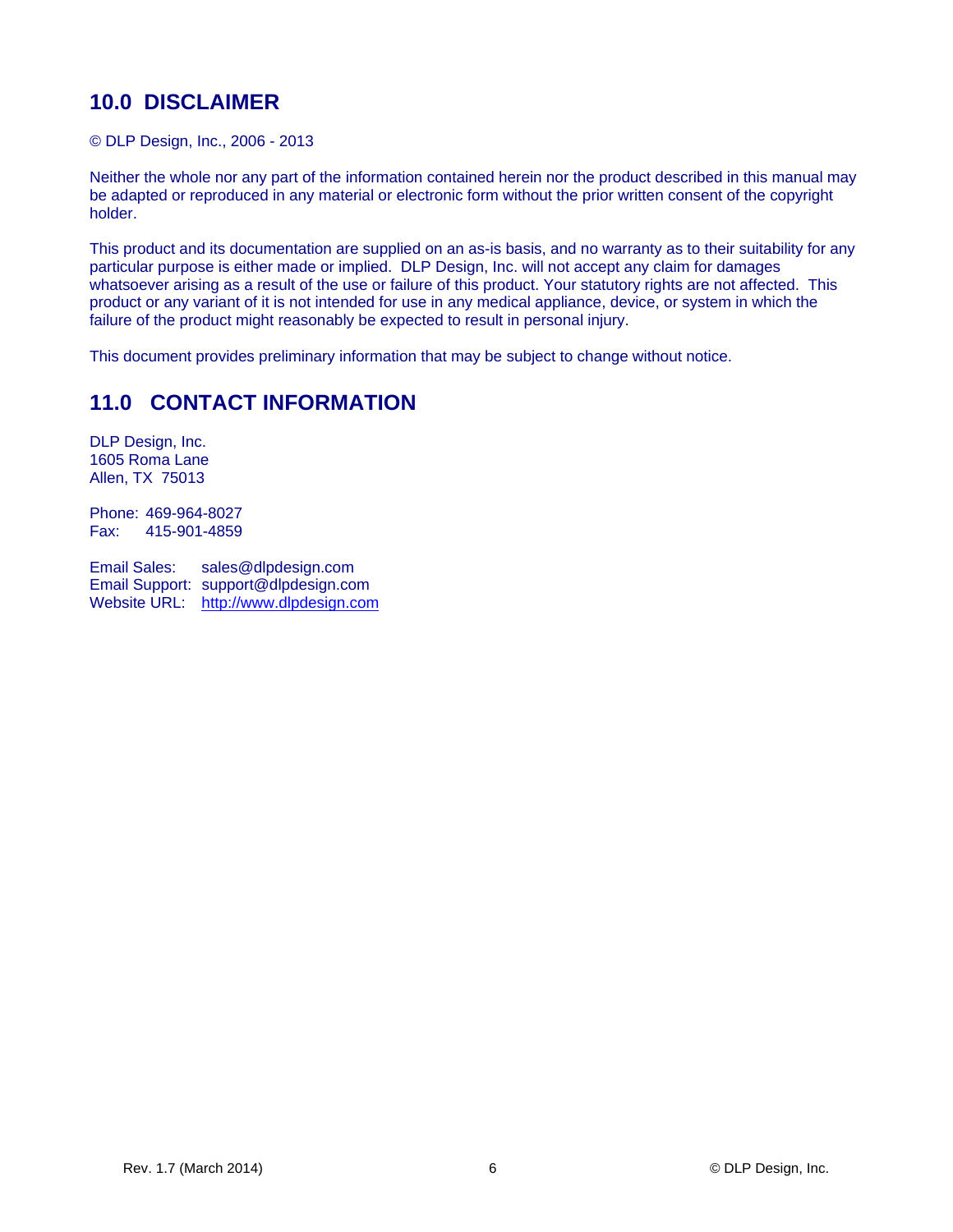## 10.0 DISCLAIMER

© DLP Design, Inc., 2006 - 2013

Neither the whole nor any part of the information contained herein nor the product described in this manual may be adapted or reproduced in any material or electronic form without the prior written consent of the copyright holder.

This product and its documentation are supplied on an as-is basis, and no warranty as to their suitability for any particular purpose is either made or implied. DLP Design, Inc. will not accept any claim for damages whatsoever arising as a result of the use or failure of this product. Your statutory rights are not affected. This product or any variant of it is not intended for use in any medical appliance, device, or system in which the failure of the product might reasonably be expected to result in personal injury.

This document provides preliminary information that may be subject to change without notice.

## 11.0 CONTACT INFORMATION

DLP Design, Inc.
1605 Roma Lane
Allen, TX 75013

Phone: 469-964-8027
Fax: 415-901-4859

Email Sales: sales@dlpdesign.com
Email Support: support@dlpdesign.com
Website URL: http://www.dlpdesign.com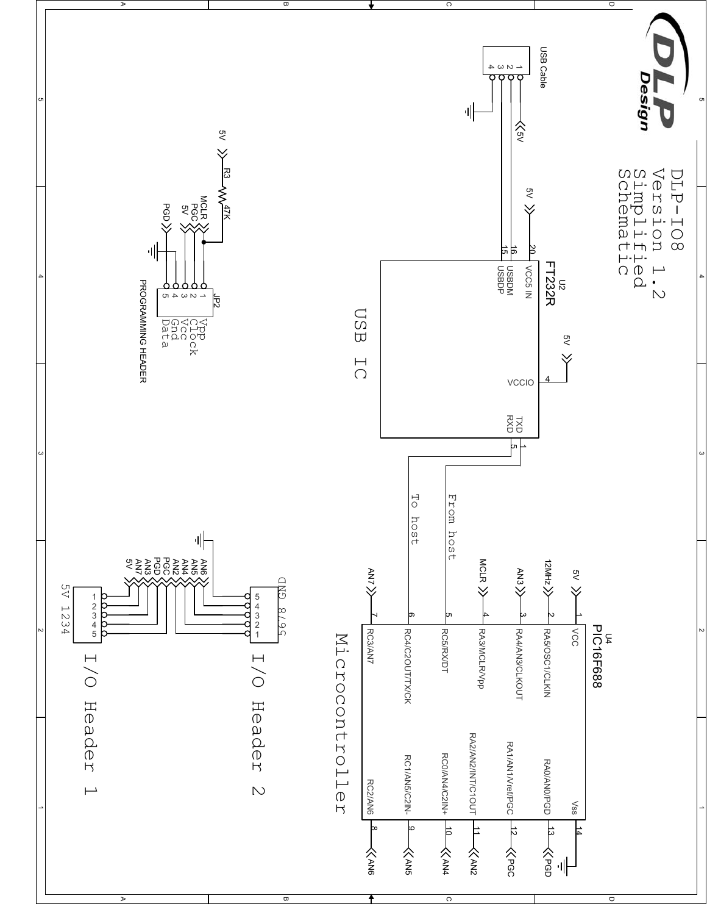DLP Design

DLP-IO8
Version 1.2
Simplified
Schematic

USB Cable
1
2
3
4
5V

5V
20 VCC5 IN
16 USBDM
15 USBDP
U2
FT232R
5V
4 VCCIO
TXD 1
RXD 5
USB IC

5V
R3
47K
MCLR
PGC
5V
PGD
JP2
1 Vpp
2 Clock
3 Vcc
4 Gnd
5 Data
PROGRAMMING HEADER

From host
To host

U4
PIC16F688
5V 1 VCC
12MHz 2 RA5/OSC1/CLKIN
AN3 3 RA4/AN3/CLKOUT
MCLR 4 RA3/MCLR/Vpp
5 RC5/RX/DT
6 RC4/C2OUT/TX/CK
AN7 7 RC3/AN7
Vss 14
RA0/AN0/PGD 13 PGD
RA1/AN1/Vref/PGC 12 PGC
RA2/AN2/INT/C1OUT 11 AN2
RC0/AN4/C2IN+ 10 AN4
RC1/AN5/C2IN- 9 AN5
RC2/AN6 8 AN6
Microcontroller

AN6
AN5
AN4
AN2
PGC
PGD
AN3
AN7
5V

GND 8765
5
4
3
2
1
I/O Header 2

5V 1234
1
2
3
4
5
I/O Header 1